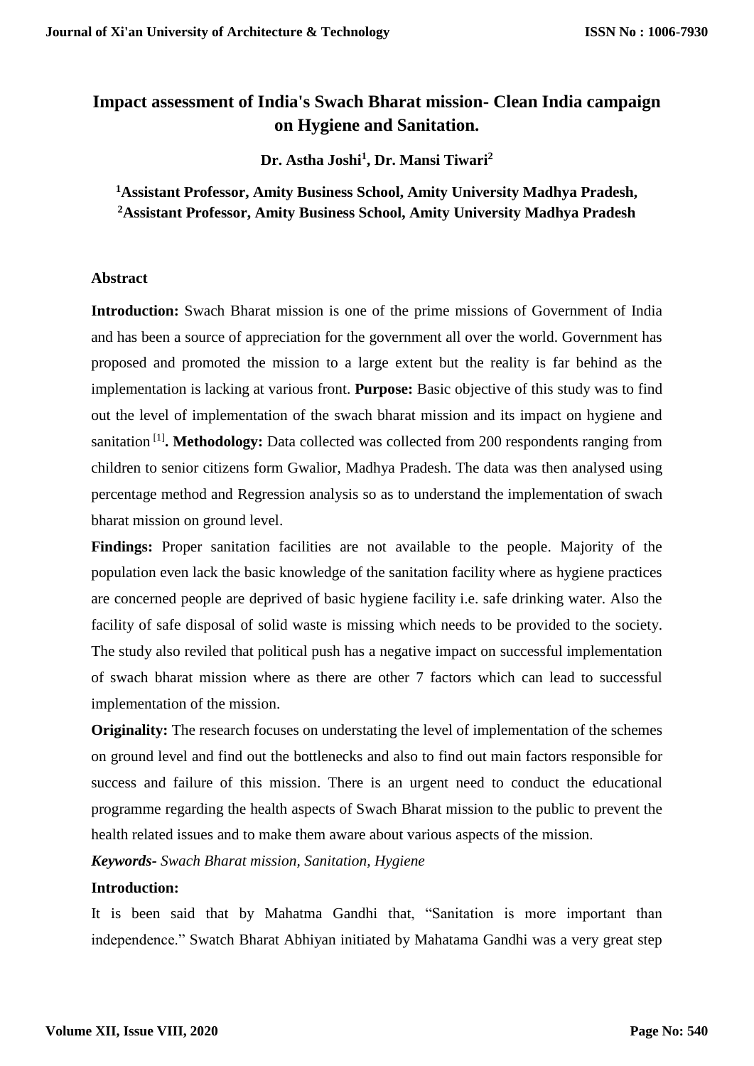# Impact assessment of India's Swach Bharat mission- Clean India campaign on Hygiene and Sanitation.

**Dr. Astha Joshi[1], Dr. Mansi Tiwari[2]**

**[1]Assistant Professor, Amity Business School, Amity University Madhya Pradesh,**
**[2]Assistant Professor, Amity Business School, Amity University Madhya Pradesh**

## Abstract

**Introduction:** Swach Bharat mission is one of the prime missions of Government of India and has been a source of appreciation for the government all over the world. Government has proposed and promoted the mission to a large extent but the reality is far behind as the implementation is lacking at various front. **Purpose:** Basic objective of this study was to find out the level of implementation of the swach bharat mission and its impact on hygiene and sanitation [1]**. Methodology:** Data collected was collected from 200 respondents ranging from children to senior citizens form Gwalior, Madhya Pradesh. The data was then analysed using percentage method and Regression analysis so as to understand the implementation of swach bharat mission on ground level.

**Findings:** Proper sanitation facilities are not available to the people. Majority of the population even lack the basic knowledge of the sanitation facility where as hygiene practices are concerned people are deprived of basic hygiene facility i.e. safe drinking water. Also the facility of safe disposal of solid waste is missing which needs to be provided to the society. The study also reviled that political push has a negative impact on successful implementation of swach bharat mission where as there are other 7 factors which can lead to successful implementation of the mission.

**Originality:** The research focuses on understating the level of implementation of the schemes on ground level and find out the bottlenecks and also to find out main factors responsible for success and failure of this mission. There is an urgent need to conduct the educational programme regarding the health aspects of Swach Bharat mission to the public to prevent the health related issues and to make them aware about various aspects of the mission.

***Keywords****- Swach Bharat mission, Sanitation, Hygiene*

## Introduction:

It is been said that by Mahatma Gandhi that, "Sanitation is more important than independence." Swatch Bharat Abhiyan initiated by Mahatama Gandhi was a very great step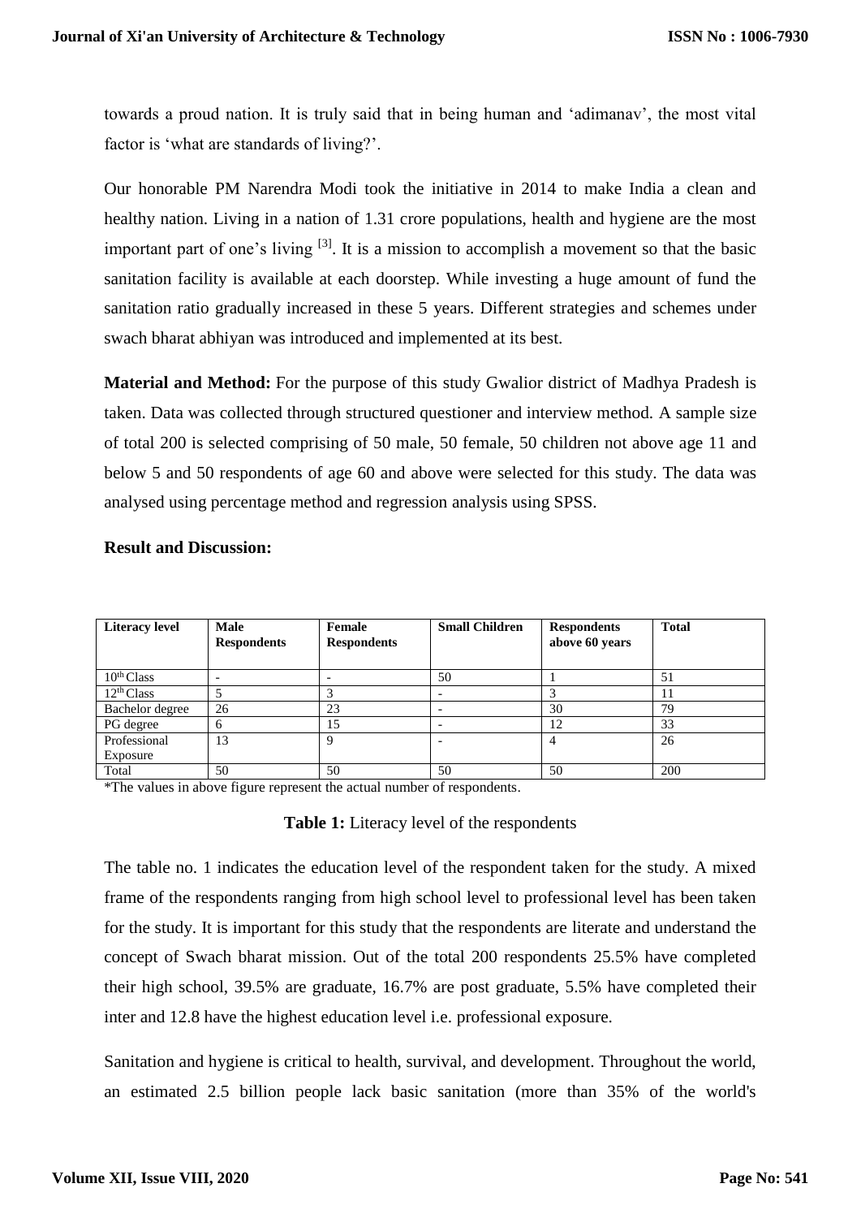towards a proud nation. It is truly said that in being human and 'adimanav', the most vital factor is 'what are standards of living?'.

Our honorable PM Narendra Modi took the initiative in 2014 to make India a clean and healthy nation. Living in a nation of 1.31 crore populations, health and hygiene are the most important part of one's living [3]. It is a mission to accomplish a movement so that the basic sanitation facility is available at each doorstep. While investing a huge amount of fund the sanitation ratio gradually increased in these 5 years. Different strategies and schemes under swach bharat abhiyan was introduced and implemented at its best.

**Material and Method:** For the purpose of this study Gwalior district of Madhya Pradesh is taken. Data was collected through structured questioner and interview method. A sample size of total 200 is selected comprising of 50 male, 50 female, 50 children not above age 11 and below 5 and 50 respondents of age 60 and above were selected for this study. The data was analysed using percentage method and regression analysis using SPSS.

**Result and Discussion:**

| Literacy level | Male Respondents | Female Respondents | Small Children | Respondents above 60 years | Total |
|---|---|---|---|---|---|
| 10th Class | - | - | 50 | 1 | 51 |
| 12th Class | 5 | 3 | - | 3 | 11 |
| Bachelor degree | 26 | 23 | - | 30 | 79 |
| PG degree | 6 | 15 | - | 12 | 33 |
| Professional Exposure | 13 | 9 | - | 4 | 26 |
| Total | 50 | 50 | 50 | 50 | 200 |

*The values in above figure represent the actual number of respondents.

**Table 1:** Literacy level of the respondents

The table no. 1 indicates the education level of the respondent taken for the study. A mixed frame of the respondents ranging from high school level to professional level has been taken for the study. It is important for this study that the respondents are literate and understand the concept of Swach bharat mission. Out of the total 200 respondents 25.5% have completed their high school, 39.5% are graduate, 16.7% are post graduate, 5.5% have completed their inter and 12.8 have the highest education level i.e. professional exposure.

Sanitation and hygiene is critical to health, survival, and development. Throughout the world, an estimated 2.5 billion people lack basic sanitation (more than 35% of the world's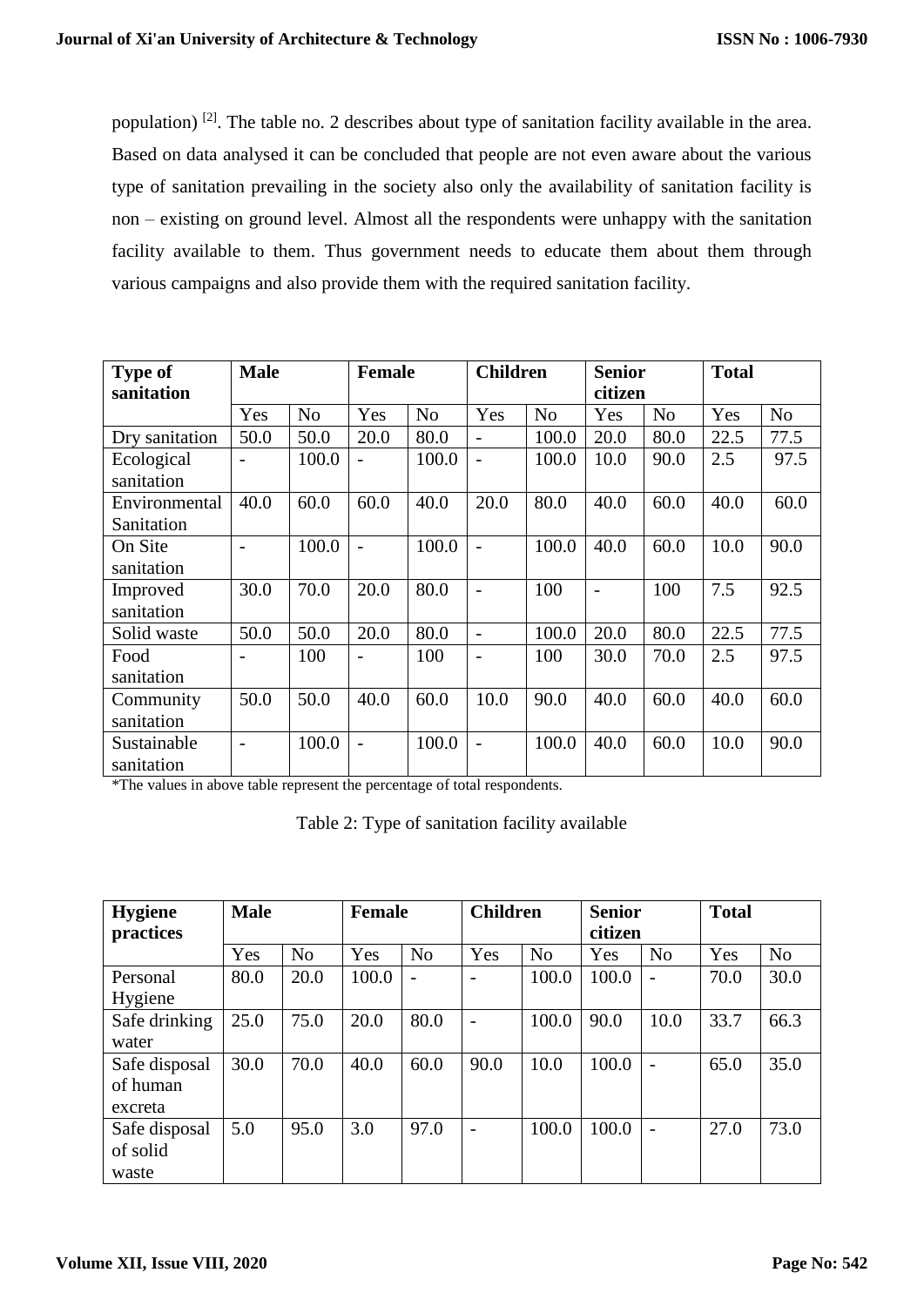population) [2]. The table no. 2 describes about type of sanitation facility available in the area. Based on data analysed it can be concluded that people are not even aware about the various type of sanitation prevailing in the society also only the availability of sanitation facility is non – existing on ground level. Almost all the respondents were unhappy with the sanitation facility available to them. Thus government needs to educate them about them through various campaigns and also provide them with the required sanitation facility.

| **Type of sanitation** | **Male** | | **Female** | | **Children** | | **Senior citizen** | | **Total** | |
|---|---|---|---|---|---|---|---|---|---|---|
| | Yes | No | Yes | No | Yes | No | Yes | No | Yes | No |
| Dry sanitation | 50.0 | 50.0 | 20.0 | 80.0 | - | 100.0 | 20.0 | 80.0 | 22.5 | 77.5 |
| Ecological sanitation | - | 100.0 | - | 100.0 | - | 100.0 | 10.0 | 90.0 | 2.5 | 97.5 |
| Environmental Sanitation | 40.0 | 60.0 | 60.0 | 40.0 | 20.0 | 80.0 | 40.0 | 60.0 | 40.0 | 60.0 |
| On Site sanitation | - | 100.0 | - | 100.0 | - | 100.0 | 40.0 | 60.0 | 10.0 | 90.0 |
| Improved sanitation | 30.0 | 70.0 | 20.0 | 80.0 | - | 100 | - | 100 | 7.5 | 92.5 |
| Solid waste | 50.0 | 50.0 | 20.0 | 80.0 | - | 100.0 | 20.0 | 80.0 | 22.5 | 77.5 |
| Food sanitation | - | 100 | - | 100 | - | 100 | 30.0 | 70.0 | 2.5 | 97.5 |
| Community sanitation | 50.0 | 50.0 | 40.0 | 60.0 | 10.0 | 90.0 | 40.0 | 60.0 | 40.0 | 60.0 |
| Sustainable sanitation | - | 100.0 | - | 100.0 | - | 100.0 | 40.0 | 60.0 | 10.0 | 90.0 |

*The values in above table represent the percentage of total respondents.

Table 2: Type of sanitation facility available

| **Hygiene practices** | **Male** | | **Female** | | **Children** | | **Senior citizen** | | **Total** | |
|---|---|---|---|---|---|---|---|---|---|---|
| | Yes | No | Yes | No | Yes | No | Yes | No | Yes | No |
| Personal Hygiene | 80.0 | 20.0 | 100.0 | - | - | 100.0 | 100.0 | - | 70.0 | 30.0 |
| Safe drinking water | 25.0 | 75.0 | 20.0 | 80.0 | - | 100.0 | 90.0 | 10.0 | 33.7 | 66.3 |
| Safe disposal of human excreta | 30.0 | 70.0 | 40.0 | 60.0 | 90.0 | 10.0 | 100.0 | - | 65.0 | 35.0 |
| Safe disposal of solid waste | 5.0 | 95.0 | 3.0 | 97.0 | - | 100.0 | 100.0 | - | 27.0 | 73.0 |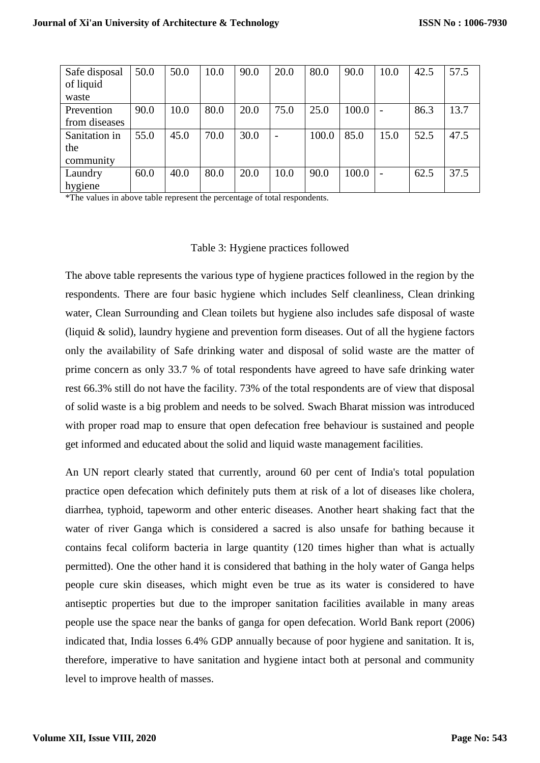| Safe disposal of liquid waste | 50.0 | 50.0 | 10.0 | 90.0 | 20.0 | 80.0 | 90.0 | 10.0 | 42.5 | 57.5 |
|---|---|---|---|---|---|---|---|---|---|---|
| Prevention from diseases | 90.0 | 10.0 | 80.0 | 20.0 | 75.0 | 25.0 | 100.0 | - | 86.3 | 13.7 |
| Sanitation in the community | 55.0 | 45.0 | 70.0 | 30.0 | - | 100.0 | 85.0 | 15.0 | 52.5 | 47.5 |
| Laundry hygiene | 60.0 | 40.0 | 80.0 | 20.0 | 10.0 | 90.0 | 100.0 | - | 62.5 | 37.5 |

*The values in above table represent the percentage of total respondents.

Table 3: Hygiene practices followed

The above table represents the various type of hygiene practices followed in the region by the respondents. There are four basic hygiene which includes Self cleanliness, Clean drinking water, Clean Surrounding and Clean toilets but hygiene also includes safe disposal of waste (liquid & solid), laundry hygiene and prevention form diseases. Out of all the hygiene factors only the availability of Safe drinking water and disposal of solid waste are the matter of prime concern as only 33.7 % of total respondents have agreed to have safe drinking water rest 66.3% still do not have the facility. 73% of the total respondents are of view that disposal of solid waste is a big problem and needs to be solved. Swach Bharat mission was introduced with proper road map to ensure that open defecation free behaviour is sustained and people get informed and educated about the solid and liquid waste management facilities.

An UN report clearly stated that currently, around 60 per cent of India's total population practice open defecation which definitely puts them at risk of a lot of diseases like cholera, diarrhea, typhoid, tapeworm and other enteric diseases. Another heart shaking fact that the water of river Ganga which is considered a sacred is also unsafe for bathing because it contains fecal coliform bacteria in large quantity (120 times higher than what is actually permitted). One the other hand it is considered that bathing in the holy water of Ganga helps people cure skin diseases, which might even be true as its water is considered to have antiseptic properties but due to the improper sanitation facilities available in many areas people use the space near the banks of ganga for open defecation. World Bank report (2006) indicated that, India losses 6.4% GDP annually because of poor hygiene and sanitation. It is, therefore, imperative to have sanitation and hygiene intact both at personal and community level to improve health of masses.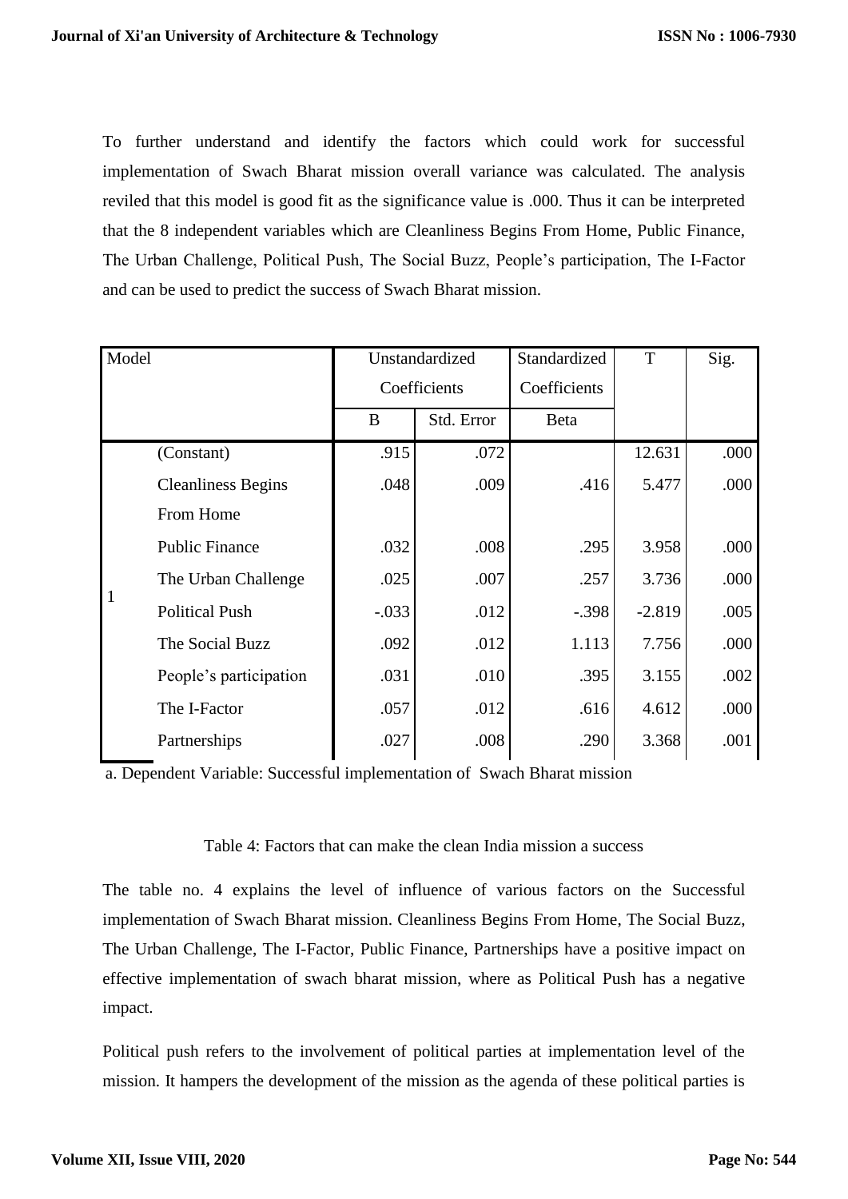To further understand and identify the factors which could work for successful implementation of Swach Bharat mission overall variance was calculated. The analysis reviled that this model is good fit as the significance value is .000. Thus it can be interpreted that the 8 independent variables which are Cleanliness Begins From Home, Public Finance, The Urban Challenge, Political Push, The Social Buzz, People's participation, The I-Factor and can be used to predict the success of Swach Bharat mission.

| Model | | Unstandardized Coefficients | | Standardized Coefficients | T | Sig. |
|---|---|---|---|---|---|---|
| | | B | Std. Error | Beta | | |
| 1 | (Constant) | .915 | .072 | | 12.631 | .000 |
| | Cleanliness Begins From Home | .048 | .009 | .416 | 5.477 | .000 |
| | Public Finance | .032 | .008 | .295 | 3.958 | .000 |
| | The Urban Challenge | .025 | .007 | .257 | 3.736 | .000 |
| | Political Push | -.033 | .012 | -.398 | -2.819 | .005 |
| | The Social Buzz | .092 | .012 | 1.113 | 7.756 | .000 |
| | People's participation | .031 | .010 | .395 | 3.155 | .002 |
| | The I-Factor | .057 | .012 | .616 | 4.612 | .000 |
| | Partnerships | .027 | .008 | .290 | 3.368 | .001 |

a. Dependent Variable: Successful implementation of Swach Bharat mission

Table 4: Factors that can make the clean India mission a success

The table no. 4 explains the level of influence of various factors on the Successful implementation of Swach Bharat mission. Cleanliness Begins From Home, The Social Buzz, The Urban Challenge, The I-Factor, Public Finance, Partnerships have a positive impact on effective implementation of swach bharat mission, where as Political Push has a negative impact.

Political push refers to the involvement of political parties at implementation level of the mission. It hampers the development of the mission as the agenda of these political parties is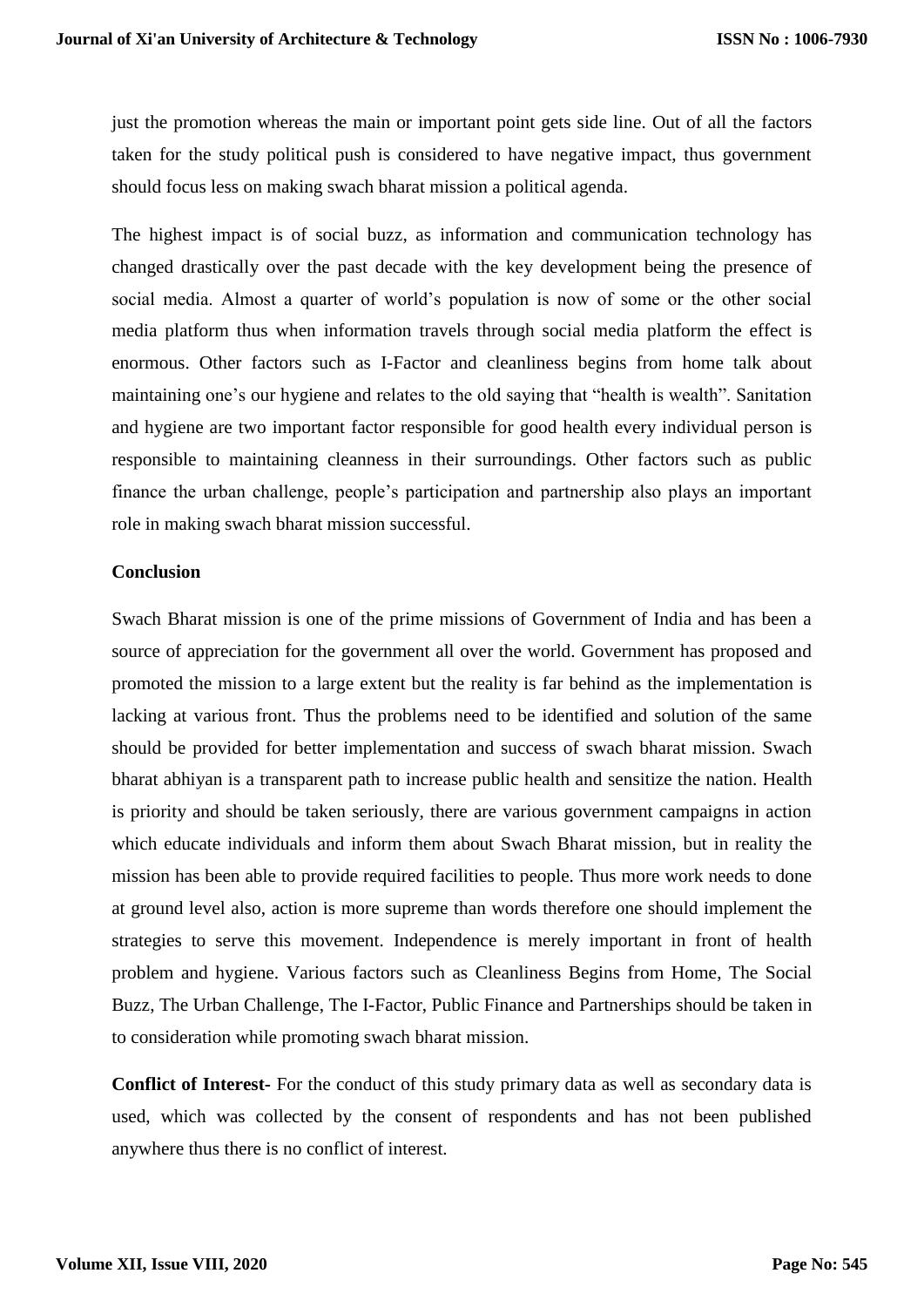just the promotion whereas the main or important point gets side line. Out of all the factors taken for the study political push is considered to have negative impact, thus government should focus less on making swach bharat mission a political agenda.

The highest impact is of social buzz, as information and communication technology has changed drastically over the past decade with the key development being the presence of social media. Almost a quarter of world's population is now of some or the other social media platform thus when information travels through social media platform the effect is enormous. Other factors such as I-Factor and cleanliness begins from home talk about maintaining one's our hygiene and relates to the old saying that "health is wealth". Sanitation and hygiene are two important factor responsible for good health every individual person is responsible to maintaining cleanness in their surroundings. Other factors such as public finance the urban challenge, people's participation and partnership also plays an important role in making swach bharat mission successful.

**Conclusion**

Swach Bharat mission is one of the prime missions of Government of India and has been a source of appreciation for the government all over the world. Government has proposed and promoted the mission to a large extent but the reality is far behind as the implementation is lacking at various front. Thus the problems need to be identified and solution of the same should be provided for better implementation and success of swach bharat mission. Swach bharat abhiyan is a transparent path to increase public health and sensitize the nation. Health is priority and should be taken seriously, there are various government campaigns in action which educate individuals and inform them about Swach Bharat mission, but in reality the mission has been able to provide required facilities to people. Thus more work needs to done at ground level also, action is more supreme than words therefore one should implement the strategies to serve this movement. Independence is merely important in front of health problem and hygiene. Various factors such as Cleanliness Begins from Home, The Social Buzz, The Urban Challenge, The I-Factor, Public Finance and Partnerships should be taken in to consideration while promoting swach bharat mission.

**Conflict of Interest-** For the conduct of this study primary data as well as secondary data is used, which was collected by the consent of respondents and has not been published anywhere thus there is no conflict of interest.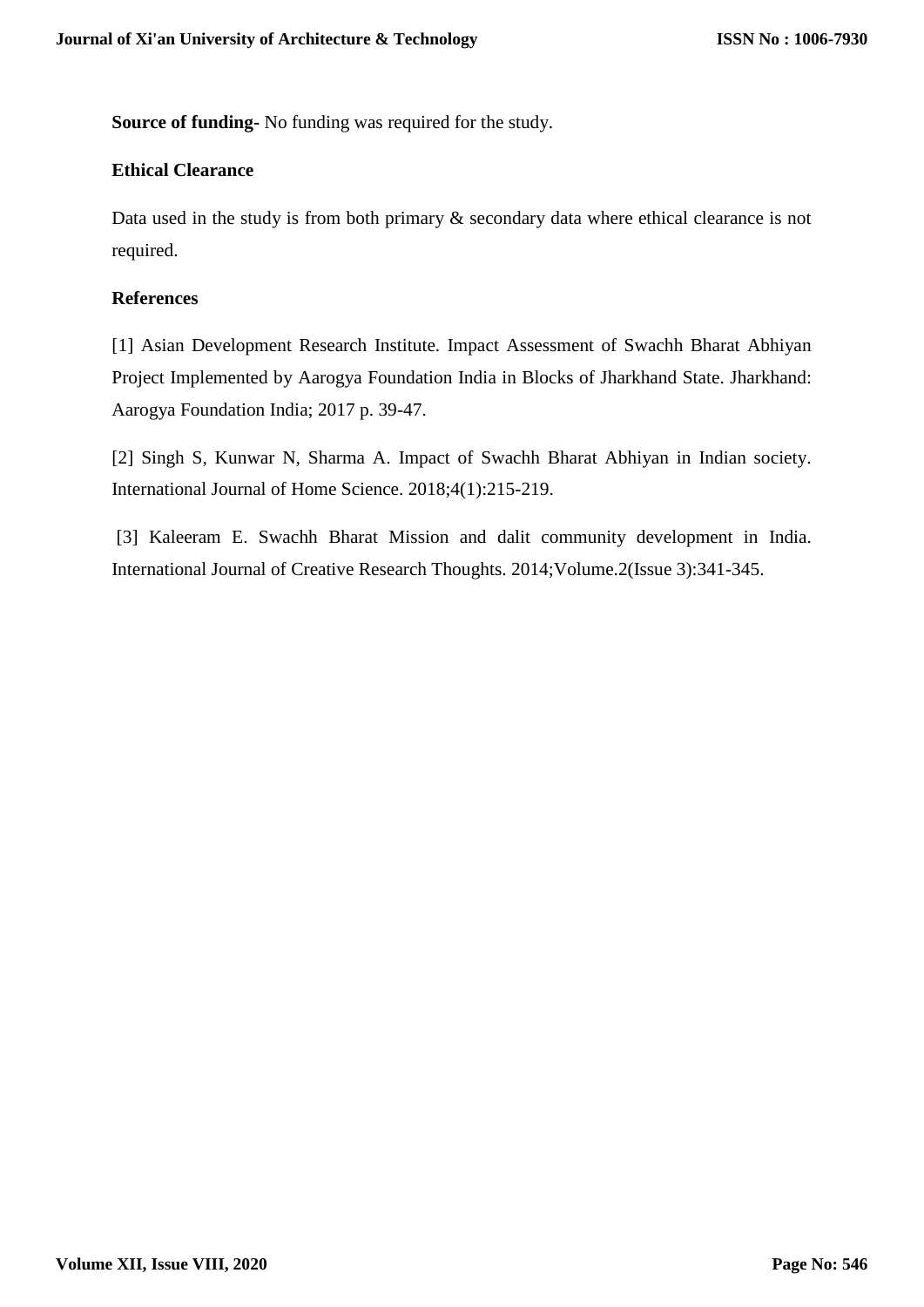**Source of funding-** No funding was required for the study.

**Ethical Clearance**

Data used in the study is from both primary & secondary data where ethical clearance is not required.

**References**

[1] Asian Development Research Institute. Impact Assessment of Swachh Bharat Abhiyan Project Implemented by Aarogya Foundation India in Blocks of Jharkhand State. Jharkhand: Aarogya Foundation India; 2017 p. 39-47.

[2] Singh S, Kunwar N, Sharma A. Impact of Swachh Bharat Abhiyan in Indian society. International Journal of Home Science. 2018;4(1):215-219.

[3] Kaleeram E. Swachh Bharat Mission and dalit community development in India. International Journal of Creative Research Thoughts. 2014;Volume.2(Issue 3):341-345.